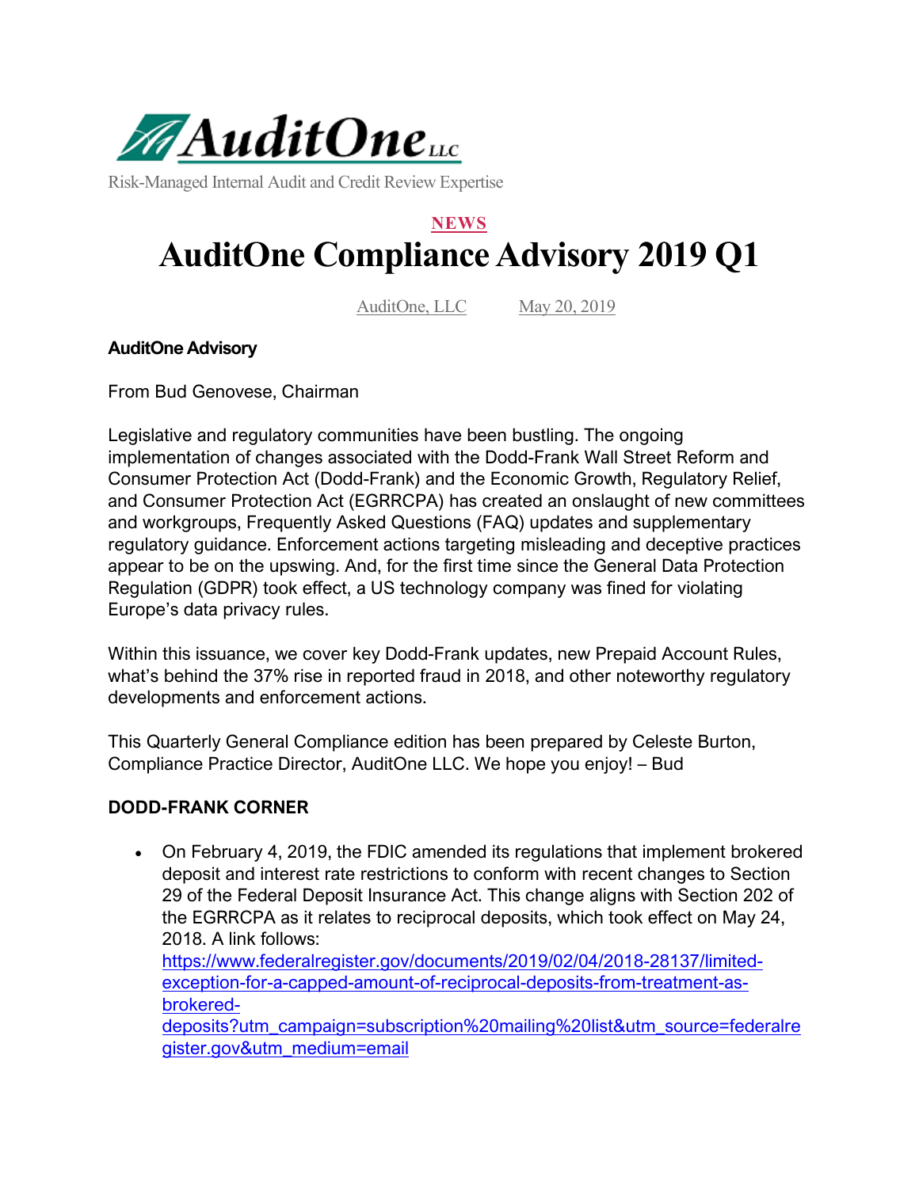AuditOne LLC

Risk-Managed Internal Audit and Credit Review Expertise

**NEWS**

# AuditOne Compliance Advisory 2019 Q1

AuditOne, LLC    May 20, 2019

**AuditOne Advisory**

From Bud Genovese, Chairman

Legislative and regulatory communities have been bustling. The ongoing implementation of changes associated with the Dodd-Frank Wall Street Reform and Consumer Protection Act (Dodd-Frank) and the Economic Growth, Regulatory Relief, and Consumer Protection Act (EGRRCPA) has created an onslaught of new committees and workgroups, Frequently Asked Questions (FAQ) updates and supplementary regulatory guidance. Enforcement actions targeting misleading and deceptive practices appear to be on the upswing. And, for the first time since the General Data Protection Regulation (GDPR) took effect, a US technology company was fined for violating Europe's data privacy rules.

Within this issuance, we cover key Dodd-Frank updates, new Prepaid Account Rules, what's behind the 37% rise in reported fraud in 2018, and other noteworthy regulatory developments and enforcement actions.

This Quarterly General Compliance edition has been prepared by Celeste Burton, Compliance Practice Director, AuditOne LLC. We hope you enjoy! – Bud

**DODD-FRANK CORNER**

- On February 4, 2019, the FDIC amended its regulations that implement brokered deposit and interest rate restrictions to conform with recent changes to Section 29 of the Federal Deposit Insurance Act. This change aligns with Section 202 of the EGRRCPA as it relates to reciprocal deposits, which took effect on May 24, 2018. A link follows: https://www.federalregister.gov/documents/2019/02/04/2018-28137/limited-exception-for-a-capped-amount-of-reciprocal-deposits-from-treatment-as-brokered-deposits?utm_campaign=subscription%20mailing%20list&utm_source=federalregister.gov&utm_medium=email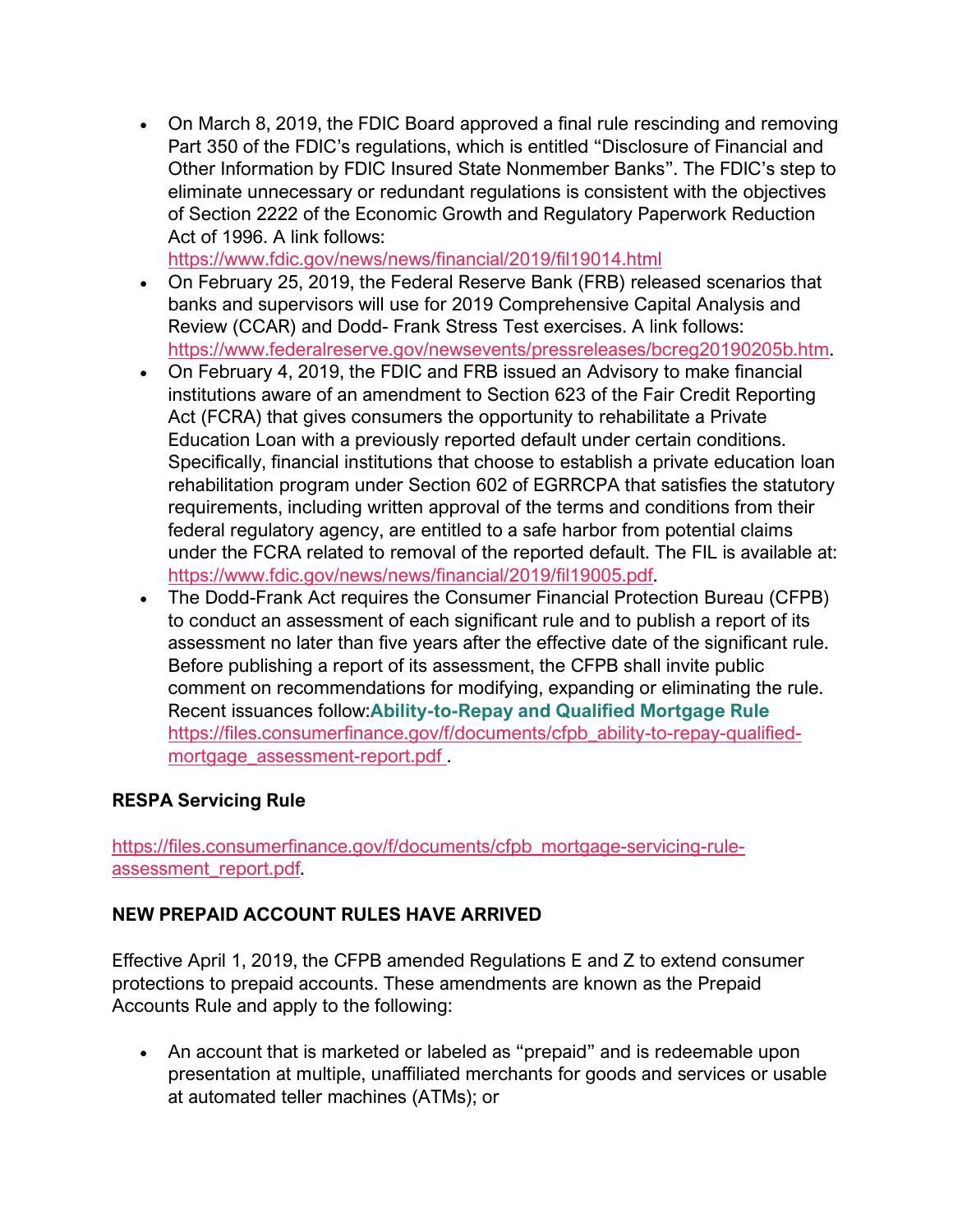- On March 8, 2019, the FDIC Board approved a final rule rescinding and removing Part 350 of the FDIC's regulations, which is entitled "Disclosure of Financial and Other Information by FDIC Insured State Nonmember Banks". The FDIC's step to eliminate unnecessary or redundant regulations is consistent with the objectives of Section 2222 of the Economic Growth and Regulatory Paperwork Reduction Act of 1996. A link follows: https://www.fdic.gov/news/news/financial/2019/fil19014.html
- On February 25, 2019, the Federal Reserve Bank (FRB) released scenarios that banks and supervisors will use for 2019 Comprehensive Capital Analysis and Review (CCAR) and Dodd- Frank Stress Test exercises. A link follows: https://www.federalreserve.gov/newsevents/pressreleases/bcreg20190205b.htm.
- On February 4, 2019, the FDIC and FRB issued an Advisory to make financial institutions aware of an amendment to Section 623 of the Fair Credit Reporting Act (FCRA) that gives consumers the opportunity to rehabilitate a Private Education Loan with a previously reported default under certain conditions. Specifically, financial institutions that choose to establish a private education loan rehabilitation program under Section 602 of EGRRCPA that satisfies the statutory requirements, including written approval of the terms and conditions from their federal regulatory agency, are entitled to a safe harbor from potential claims under the FCRA related to removal of the reported default. The FIL is available at: https://www.fdic.gov/news/news/financial/2019/fil19005.pdf.
- The Dodd-Frank Act requires the Consumer Financial Protection Bureau (CFPB) to conduct an assessment of each significant rule and to publish a report of its assessment no later than five years after the effective date of the significant rule. Before publishing a report of its assessment, the CFPB shall invite public comment on recommendations for modifying, expanding or eliminating the rule. Recent issuances follow:**Ability-to-Repay and Qualified Mortgage Rule** https://files.consumerfinance.gov/f/documents/cfpb_ability-to-repay-qualified-mortgage_assessment-report.pdf .

**RESPA Servicing Rule**

https://files.consumerfinance.gov/f/documents/cfpb_mortgage-servicing-rule-assessment_report.pdf.

**NEW PREPAID ACCOUNT RULES HAVE ARRIVED**

Effective April 1, 2019, the CFPB amended Regulations E and Z to extend consumer protections to prepaid accounts. These amendments are known as the Prepaid Accounts Rule and apply to the following:

- An account that is marketed or labeled as "prepaid" and is redeemable upon presentation at multiple, unaffiliated merchants for goods and services or usable at automated teller machines (ATMs); or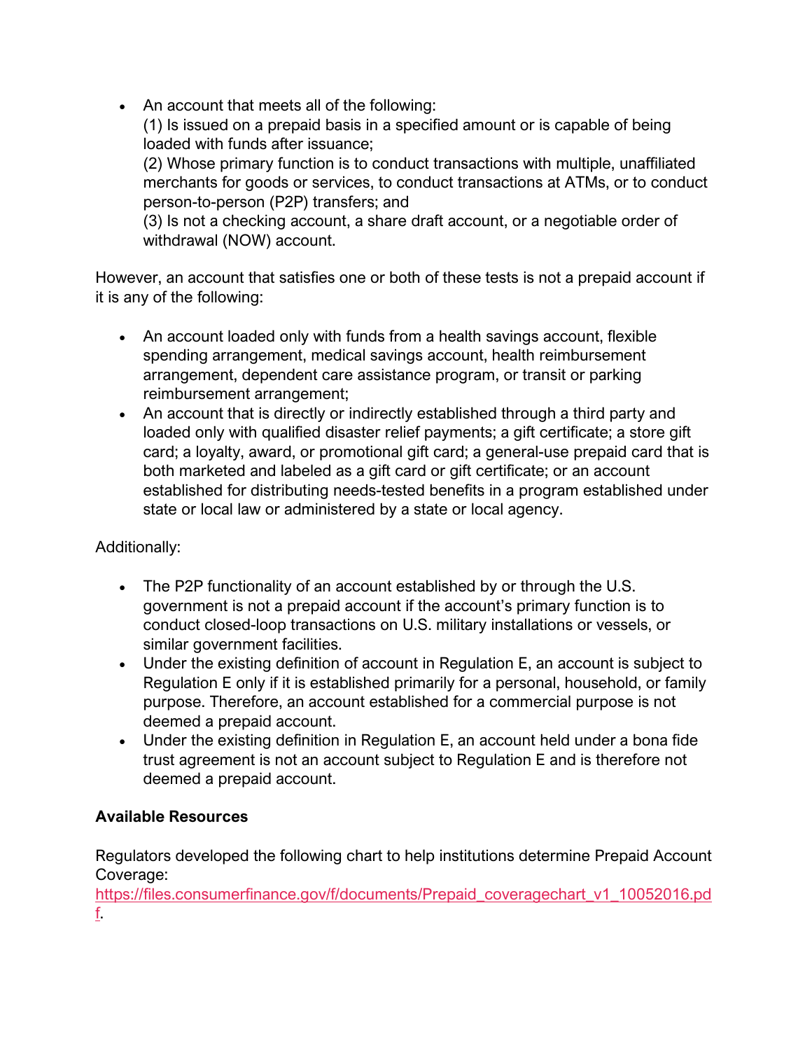- An account that meets all of the following:
  (1) Is issued on a prepaid basis in a specified amount or is capable of being loaded with funds after issuance;
  (2) Whose primary function is to conduct transactions with multiple, unaffiliated merchants for goods or services, to conduct transactions at ATMs, or to conduct person-to-person (P2P) transfers; and
  (3) Is not a checking account, a share draft account, or a negotiable order of withdrawal (NOW) account.

However, an account that satisfies one or both of these tests is not a prepaid account if it is any of the following:

- An account loaded only with funds from a health savings account, flexible spending arrangement, medical savings account, health reimbursement arrangement, dependent care assistance program, or transit or parking reimbursement arrangement;
- An account that is directly or indirectly established through a third party and loaded only with qualified disaster relief payments; a gift certificate; a store gift card; a loyalty, award, or promotional gift card; a general-use prepaid card that is both marketed and labeled as a gift card or gift certificate; or an account established for distributing needs-tested benefits in a program established under state or local law or administered by a state or local agency.

Additionally:

- The P2P functionality of an account established by or through the U.S. government is not a prepaid account if the account's primary function is to conduct closed-loop transactions on U.S. military installations or vessels, or similar government facilities.
- Under the existing definition of account in Regulation E, an account is subject to Regulation E only if it is established primarily for a personal, household, or family purpose. Therefore, an account established for a commercial purpose is not deemed a prepaid account.
- Under the existing definition in Regulation E, an account held under a bona fide trust agreement is not an account subject to Regulation E and is therefore not deemed a prepaid account.

**Available Resources**

Regulators developed the following chart to help institutions determine Prepaid Account Coverage:
https://files.consumerfinance.gov/f/documents/Prepaid_coveragechart_v1_10052016.pdf.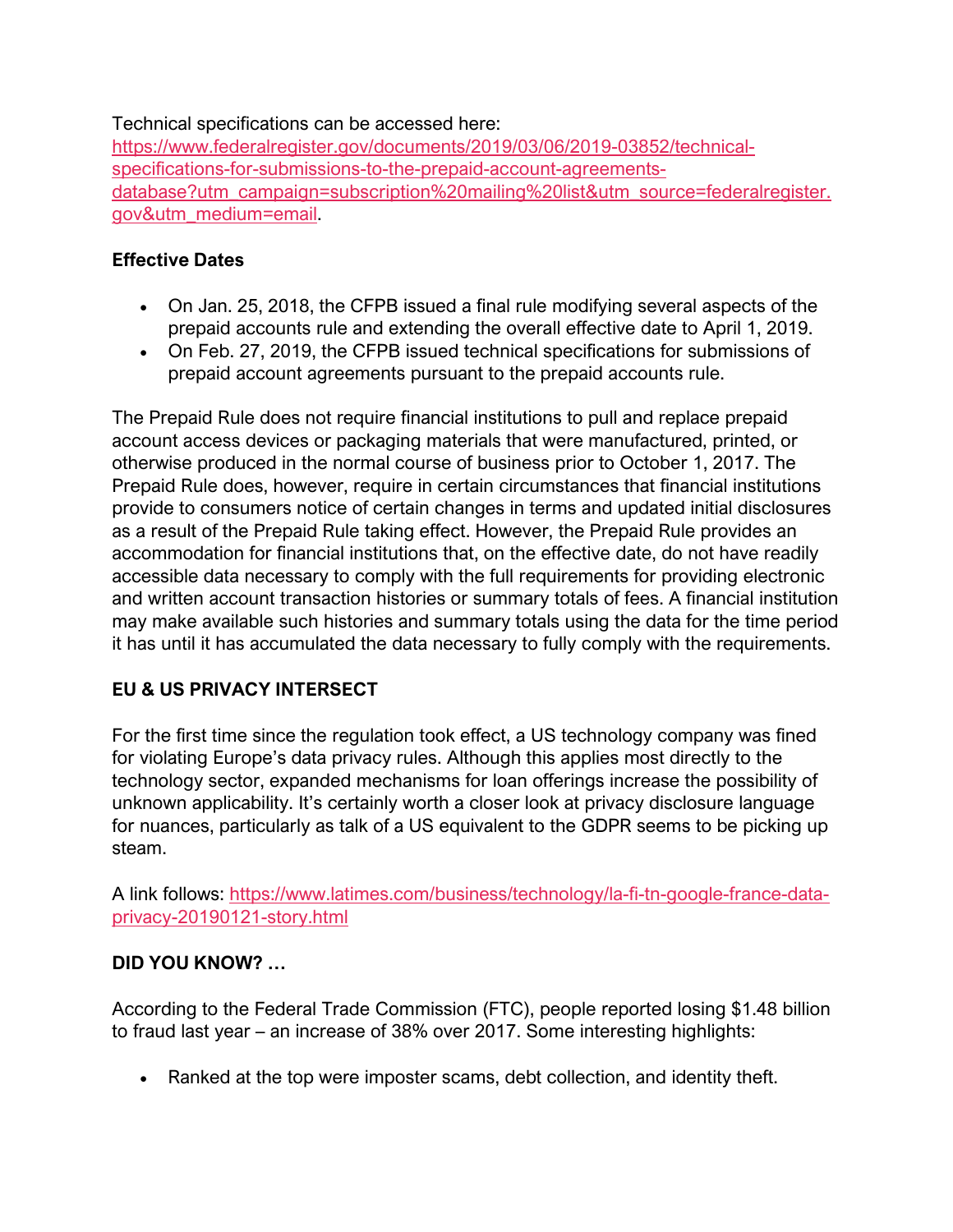Technical specifications can be accessed here: [https://www.federalregister.gov/documents/2019/03/06/2019-03852/technical-specifications-for-submissions-to-the-prepaid-account-agreements-database?utm_campaign=subscription%20mailing%20list&utm_source=federalregister.gov&utm_medium=email](https://www.federalregister.gov/documents/2019/03/06/2019-03852/technical-specifications-for-submissions-to-the-prepaid-account-agreements-database?utm_campaign=subscription%20mailing%20list&utm_source=federalregister.gov&utm_medium=email).

**Effective Dates**

- On Jan. 25, 2018, the CFPB issued a final rule modifying several aspects of the prepaid accounts rule and extending the overall effective date to April 1, 2019.
- On Feb. 27, 2019, the CFPB issued technical specifications for submissions of prepaid account agreements pursuant to the prepaid accounts rule.

The Prepaid Rule does not require financial institutions to pull and replace prepaid account access devices or packaging materials that were manufactured, printed, or otherwise produced in the normal course of business prior to October 1, 2017. The Prepaid Rule does, however, require in certain circumstances that financial institutions provide to consumers notice of certain changes in terms and updated initial disclosures as a result of the Prepaid Rule taking effect. However, the Prepaid Rule provides an accommodation for financial institutions that, on the effective date, do not have readily accessible data necessary to comply with the full requirements for providing electronic and written account transaction histories or summary totals of fees. A financial institution may make available such histories and summary totals using the data for the time period it has until it has accumulated the data necessary to fully comply with the requirements.

**EU & US PRIVACY INTERSECT**

For the first time since the regulation took effect, a US technology company was fined for violating Europe's data privacy rules. Although this applies most directly to the technology sector, expanded mechanisms for loan offerings increase the possibility of unknown applicability. It's certainly worth a closer look at privacy disclosure language for nuances, particularly as talk of a US equivalent to the GDPR seems to be picking up steam.

A link follows: [https://www.latimes.com/business/technology/la-fi-tn-google-france-data-privacy-20190121-story.html](https://www.latimes.com/business/technology/la-fi-tn-google-france-data-privacy-20190121-story.html)

**DID YOU KNOW? …**

According to the Federal Trade Commission (FTC), people reported losing $1.48 billion to fraud last year – an increase of 38% over 2017. Some interesting highlights:

- Ranked at the top were imposter scams, debt collection, and identity theft.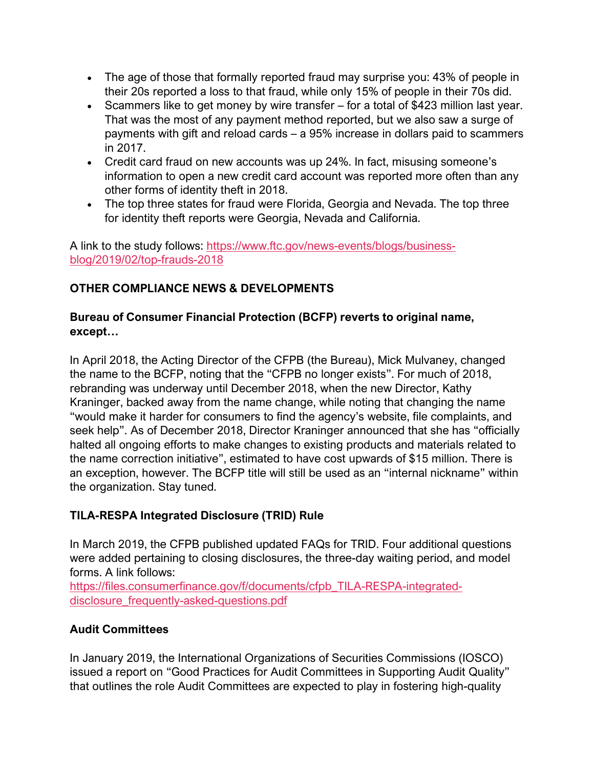- The age of those that formally reported fraud may surprise you: 43% of people in their 20s reported a loss to that fraud, while only 15% of people in their 70s did.
- Scammers like to get money by wire transfer – for a total of $423 million last year. That was the most of any payment method reported, but we also saw a surge of payments with gift and reload cards – a 95% increase in dollars paid to scammers in 2017.
- Credit card fraud on new accounts was up 24%. In fact, misusing someone's information to open a new credit card account was reported more often than any other forms of identity theft in 2018.
- The top three states for fraud were Florida, Georgia and Nevada. The top three for identity theft reports were Georgia, Nevada and California.

A link to the study follows: https://www.ftc.gov/news-events/blogs/business-blog/2019/02/top-frauds-2018

**OTHER COMPLIANCE NEWS & DEVELOPMENTS**

**Bureau of Consumer Financial Protection (BCFP) reverts to original name, except…**

In April 2018, the Acting Director of the CFPB (the Bureau), Mick Mulvaney, changed the name to the BCFP, noting that the "CFPB no longer exists". For much of 2018, rebranding was underway until December 2018, when the new Director, Kathy Kraninger, backed away from the name change, while noting that changing the name "would make it harder for consumers to find the agency's website, file complaints, and seek help". As of December 2018, Director Kraninger announced that she has "officially halted all ongoing efforts to make changes to existing products and materials related to the name correction initiative", estimated to have cost upwards of $15 million. There is an exception, however. The BCFP title will still be used as an "internal nickname" within the organization. Stay tuned.

**TILA-RESPA Integrated Disclosure (TRID) Rule**

In March 2019, the CFPB published updated FAQs for TRID. Four additional questions were added pertaining to closing disclosures, the three-day waiting period, and model forms. A link follows:
https://files.consumerfinance.gov/f/documents/cfpb_TILA-RESPA-integrated-disclosure_frequently-asked-questions.pdf

**Audit Committees**

In January 2019, the International Organizations of Securities Commissions (IOSCO) issued a report on "Good Practices for Audit Committees in Supporting Audit Quality" that outlines the role Audit Committees are expected to play in fostering high-quality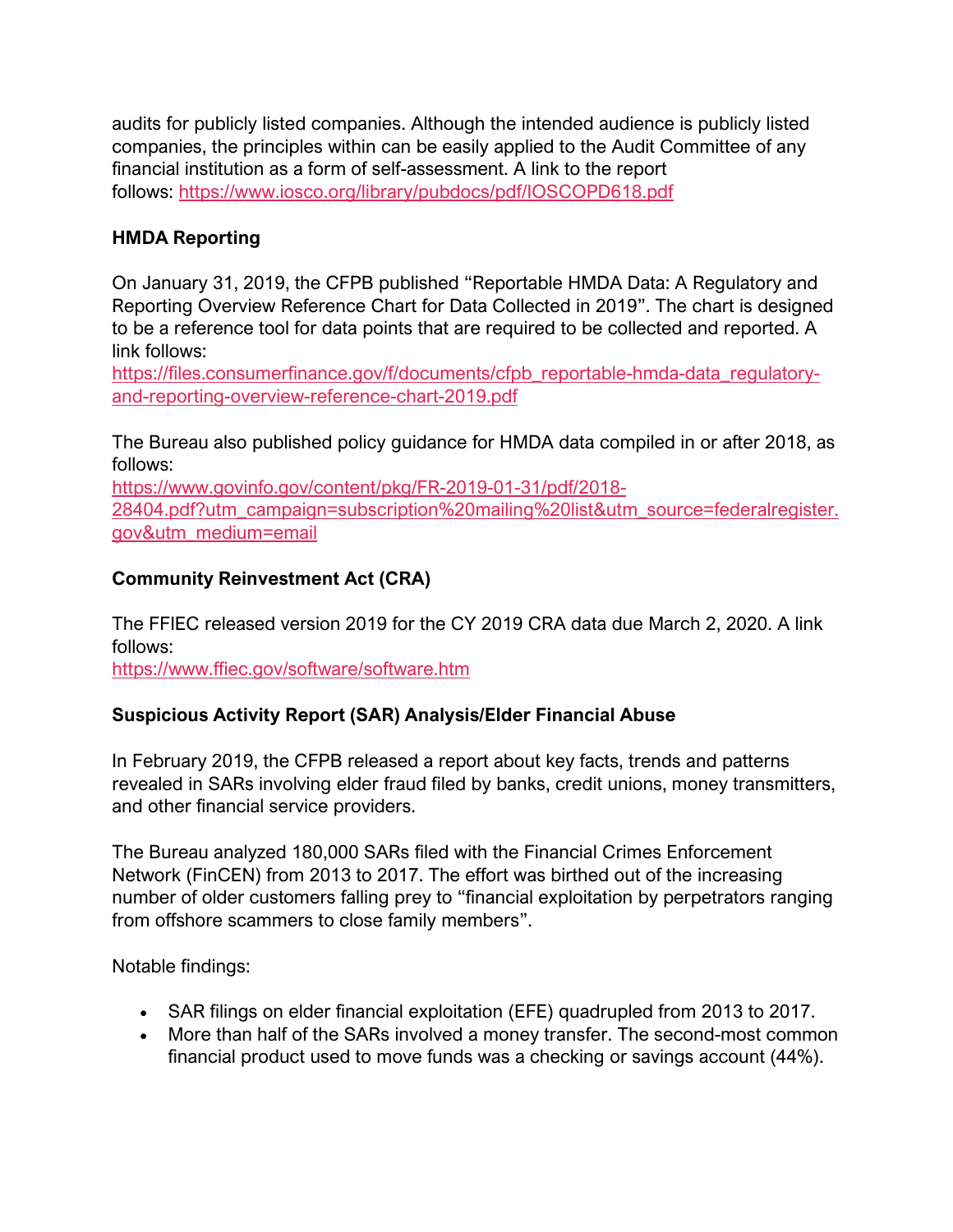audits for publicly listed companies. Although the intended audience is publicly listed companies, the principles within can be easily applied to the Audit Committee of any financial institution as a form of self-assessment. A link to the report follows: https://www.iosco.org/library/pubdocs/pdf/IOSCOPD618.pdf

**HMDA Reporting**

On January 31, 2019, the CFPB published "Reportable HMDA Data: A Regulatory and Reporting Overview Reference Chart for Data Collected in 2019". The chart is designed to be a reference tool for data points that are required to be collected and reported. A link follows:
https://files.consumerfinance.gov/f/documents/cfpb_reportable-hmda-data_regulatory-and-reporting-overview-reference-chart-2019.pdf

The Bureau also published policy guidance for HMDA data compiled in or after 2018, as follows:
https://www.govinfo.gov/content/pkg/FR-2019-01-31/pdf/2018-28404.pdf?utm_campaign=subscription%20mailing%20list&utm_source=federalregister.gov&utm_medium=email

**Community Reinvestment Act (CRA)**

The FFIEC released version 2019 for the CY 2019 CRA data due March 2, 2020. A link follows:
https://www.ffiec.gov/software/software.htm

**Suspicious Activity Report (SAR) Analysis/Elder Financial Abuse**

In February 2019, the CFPB released a report about key facts, trends and patterns revealed in SARs involving elder fraud filed by banks, credit unions, money transmitters, and other financial service providers.

The Bureau analyzed 180,000 SARs filed with the Financial Crimes Enforcement Network (FinCEN) from 2013 to 2017. The effort was birthed out of the increasing number of older customers falling prey to "financial exploitation by perpetrators ranging from offshore scammers to close family members".

Notable findings:

- SAR filings on elder financial exploitation (EFE) quadrupled from 2013 to 2017.
- More than half of the SARs involved a money transfer. The second-most common financial product used to move funds was a checking or savings account (44%).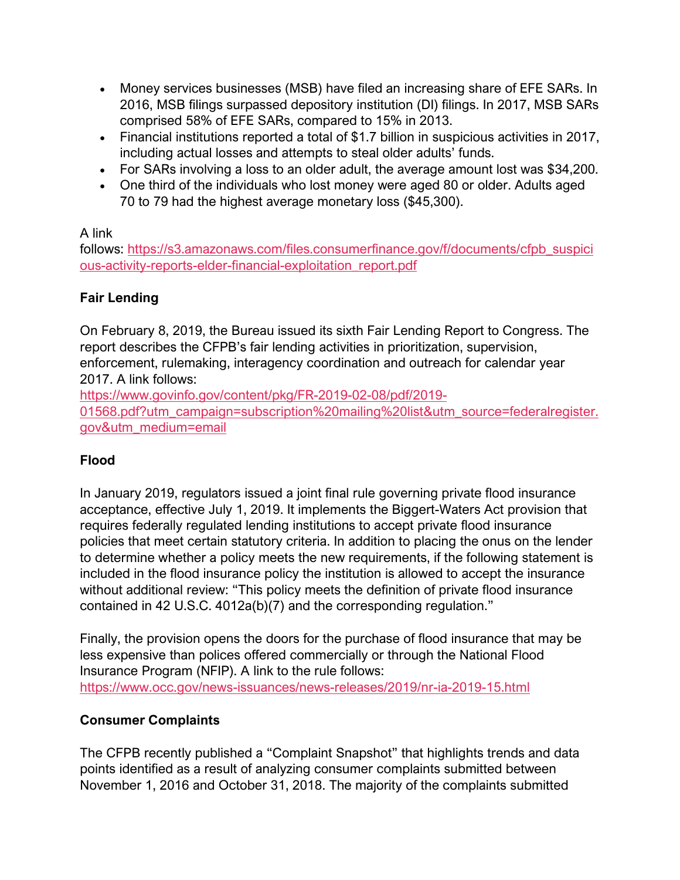- Money services businesses (MSB) have filed an increasing share of EFE SARs. In 2016, MSB filings surpassed depository institution (DI) filings. In 2017, MSB SARs comprised 58% of EFE SARs, compared to 15% in 2013.
- Financial institutions reported a total of $1.7 billion in suspicious activities in 2017, including actual losses and attempts to steal older adults' funds.
- For SARs involving a loss to an older adult, the average amount lost was $34,200.
- One third of the individuals who lost money were aged 80 or older. Adults aged 70 to 79 had the highest average monetary loss ($45,300).

A link follows: https://s3.amazonaws.com/files.consumerfinance.gov/f/documents/cfpb_suspicious-activity-reports-elder-financial-exploitation_report.pdf

**Fair Lending**

On February 8, 2019, the Bureau issued its sixth Fair Lending Report to Congress. The report describes the CFPB's fair lending activities in prioritization, supervision, enforcement, rulemaking, interagency coordination and outreach for calendar year 2017. A link follows: https://www.govinfo.gov/content/pkg/FR-2019-02-08/pdf/2019-01568.pdf?utm_campaign=subscription%20mailing%20list&utm_source=federalregister.gov&utm_medium=email

**Flood**

In January 2019, regulators issued a joint final rule governing private flood insurance acceptance, effective July 1, 2019. It implements the Biggert-Waters Act provision that requires federally regulated lending institutions to accept private flood insurance policies that meet certain statutory criteria. In addition to placing the onus on the lender to determine whether a policy meets the new requirements, if the following statement is included in the flood insurance policy the institution is allowed to accept the insurance without additional review: "This policy meets the definition of private flood insurance contained in 42 U.S.C. 4012a(b)(7) and the corresponding regulation."

Finally, the provision opens the doors for the purchase of flood insurance that may be less expensive than polices offered commercially or through the National Flood Insurance Program (NFIP). A link to the rule follows: https://www.occ.gov/news-issuances/news-releases/2019/nr-ia-2019-15.html

**Consumer Complaints**

The CFPB recently published a "Complaint Snapshot" that highlights trends and data points identified as a result of analyzing consumer complaints submitted between November 1, 2016 and October 31, 2018. The majority of the complaints submitted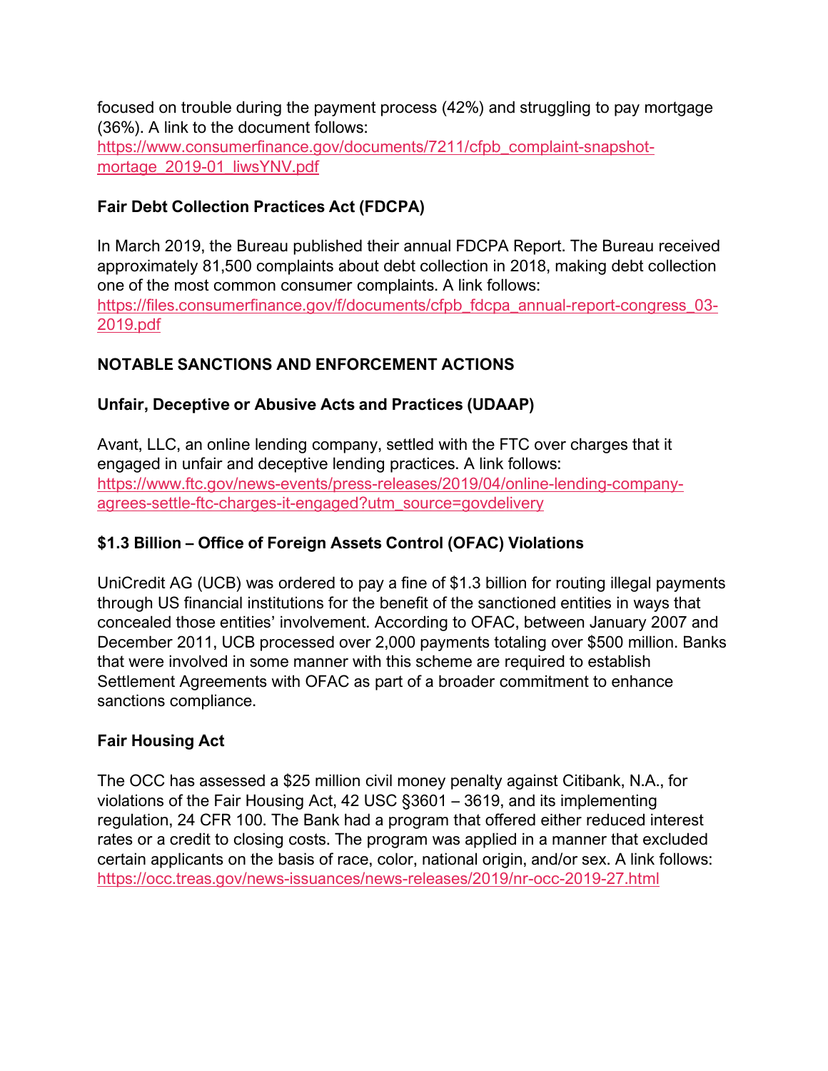focused on trouble during the payment process (42%) and struggling to pay mortgage (36%). A link to the document follows:
https://www.consumerfinance.gov/documents/7211/cfpb_complaint-snapshot-mortage_2019-01_liwsYNV.pdf

### Fair Debt Collection Practices Act (FDCPA)

In March 2019, the Bureau published their annual FDCPA Report. The Bureau received approximately 81,500 complaints about debt collection in 2018, making debt collection one of the most common consumer complaints. A link follows:
https://files.consumerfinance.gov/f/documents/cfpb_fdcpa_annual-report-congress_03-2019.pdf

## NOTABLE SANCTIONS AND ENFORCEMENT ACTIONS

### Unfair, Deceptive or Abusive Acts and Practices (UDAAP)

Avant, LLC, an online lending company, settled with the FTC over charges that it engaged in unfair and deceptive lending practices. A link follows:
https://www.ftc.gov/news-events/press-releases/2019/04/online-lending-company-agrees-settle-ftc-charges-it-engaged?utm_source=govdelivery

### $1.3 Billion – Office of Foreign Assets Control (OFAC) Violations

UniCredit AG (UCB) was ordered to pay a fine of $1.3 billion for routing illegal payments through US financial institutions for the benefit of the sanctioned entities in ways that concealed those entities' involvement. According to OFAC, between January 2007 and December 2011, UCB processed over 2,000 payments totaling over $500 million. Banks that were involved in some manner with this scheme are required to establish Settlement Agreements with OFAC as part of a broader commitment to enhance sanctions compliance.

### Fair Housing Act

The OCC has assessed a $25 million civil money penalty against Citibank, N.A., for violations of the Fair Housing Act, 42 USC §3601 – 3619, and its implementing regulation, 24 CFR 100. The Bank had a program that offered either reduced interest rates or a credit to closing costs. The program was applied in a manner that excluded certain applicants on the basis of race, color, national origin, and/or sex. A link follows:
https://occ.treas.gov/news-issuances/news-releases/2019/nr-occ-2019-27.html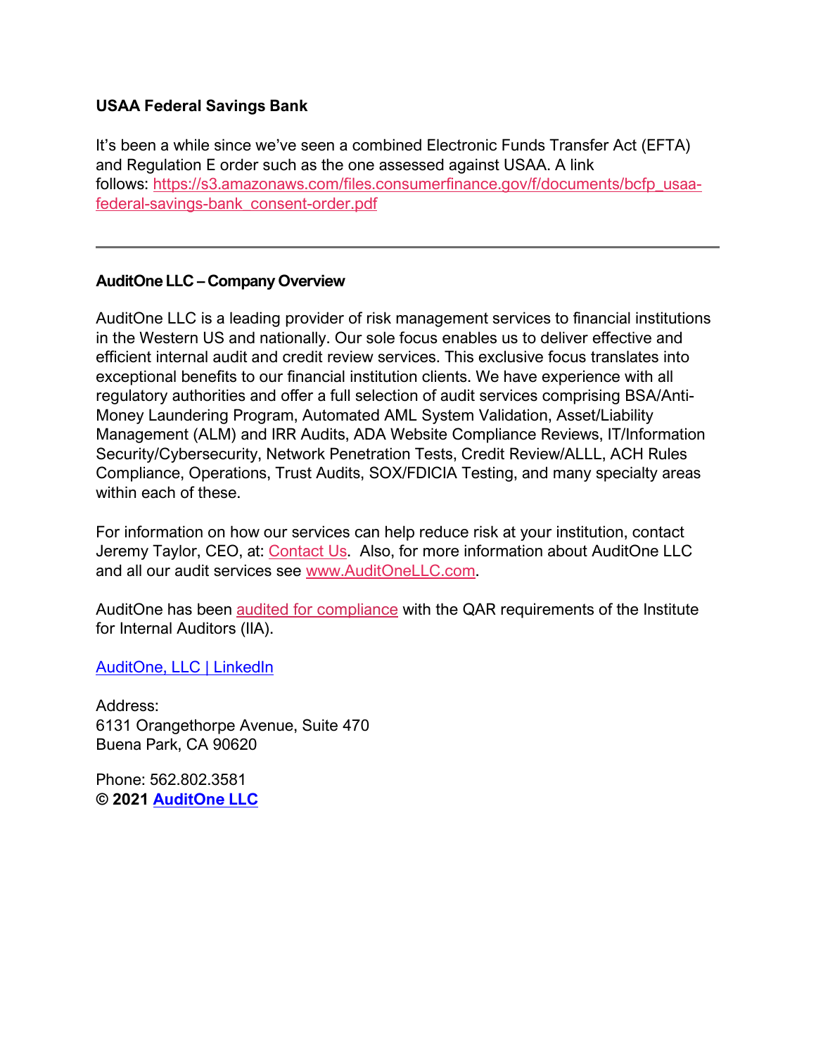**USAA Federal Savings Bank**

It's been a while since we've seen a combined Electronic Funds Transfer Act (EFTA) and Regulation E order such as the one assessed against USAA. A link follows: https://s3.amazonaws.com/files.consumerfinance.gov/f/documents/bcfp_usaa-federal-savings-bank_consent-order.pdf

---

**AuditOne LLC – Company Overview**

AuditOne LLC is a leading provider of risk management services to financial institutions in the Western US and nationally. Our sole focus enables us to deliver effective and efficient internal audit and credit review services. This exclusive focus translates into exceptional benefits to our financial institution clients. We have experience with all regulatory authorities and offer a full selection of audit services comprising BSA/Anti-Money Laundering Program, Automated AML System Validation, Asset/Liability Management (ALM) and IRR Audits, ADA Website Compliance Reviews, IT/Information Security/Cybersecurity, Network Penetration Tests, Credit Review/ALLL, ACH Rules Compliance, Operations, Trust Audits, SOX/FDICIA Testing, and many specialty areas within each of these.

For information on how our services can help reduce risk at your institution, contact Jeremy Taylor, CEO, at: Contact Us. Also, for more information about AuditOne LLC and all our audit services see www.AuditOneLLC.com.

AuditOne has been audited for compliance with the QAR requirements of the Institute for Internal Auditors (IIA).

AuditOne, LLC | LinkedIn

Address:
6131 Orangethorpe Avenue, Suite 470
Buena Park, CA 90620

Phone: 562.802.3581
**© 2021 AuditOne LLC**